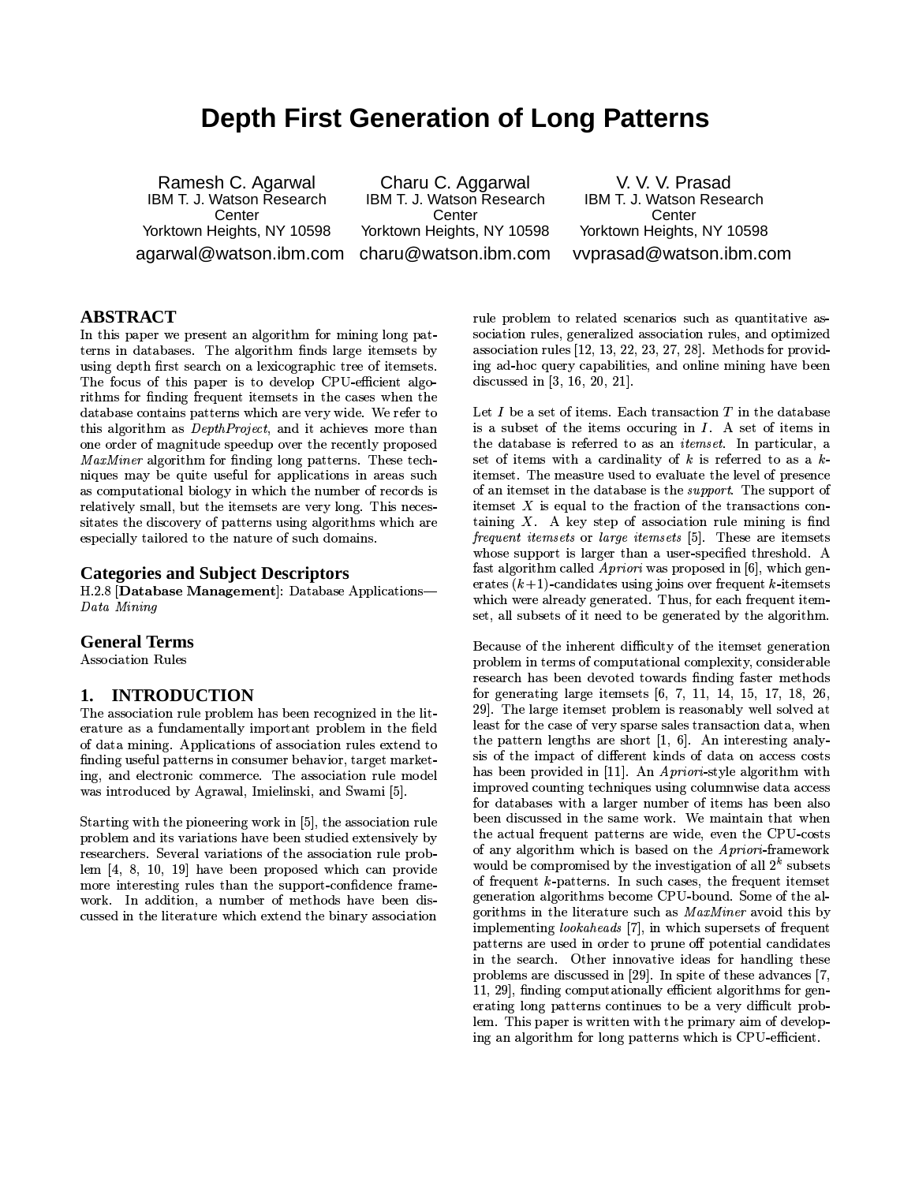# Depth First Generation of Long Patterns

Ramesh C. Agarwal
IBM T. J. Watson Research Center
Yorktown Heights, NY 10598
agarwal@watson.ibm.com

Charu C. Aggarwal
IBM T. J. Watson Research Center
Yorktown Heights, NY 10598
charu@watson.ibm.com

V. V. V. Prasad
IBM T. J. Watson Research Center
Yorktown Heights, NY 10598
vvprasad@watson.ibm.com

## ABSTRACT

In this paper we present an algorithm for mining long patterns in databases. The algorithm finds large itemsets by using depth first search on a lexicographic tree of itemsets. The focus of this paper is to develop CPU-efficient algorithms for finding frequent itemsets in the cases when the database contains patterns which are very wide. We refer to this algorithm as *DepthProject*, and it achieves more than one order of magnitude speedup over the recently proposed *MaxMiner* algorithm for finding long patterns. These techniques may be quite useful for applications in areas such as computational biology in which the number of records is relatively small, but the itemsets are very long. This necessitates the discovery of patterns using algorithms which are especially tailored to the nature of such domains.

## Categories and Subject Descriptors

H.2.8 [**Database Management**]: Database Applications—*Data Mining*

## General Terms

Association Rules

## 1. INTRODUCTION

The association rule problem has been recognized in the literature as a fundamentally important problem in the field of data mining. Applications of association rules extend to finding useful patterns in consumer behavior, target marketing, and electronic commerce. The association rule model was introduced by Agrawal, Imielinski, and Swami [5].

Starting with the pioneering work in [5], the association rule problem and its variations have been studied extensively by researchers. Several variations of the association rule problem [4, 8, 10, 19] have been proposed which can provide more interesting rules than the support-confidence framework. In addition, a number of methods have been discussed in the literature which extend the binary association rule problem to related scenarios such as quantitative association rules, generalized association rules, and optimized association rules [12, 13, 22, 23, 27, 28]. Methods for providing ad-hoc query capabilities, and online mining have been discussed in [3, 16, 20, 21].

Let $I$ be a set of items. Each transaction $T$ in the database is a subset of the items occuring in $I$. A set of items in the database is referred to as an *itemset*. In particular, a set of items with a cardinality of $k$ is referred to as a $k$-itemset. The measure used to evaluate the level of presence of an itemset in the database is the *support*. The support of itemset $X$ is equal to the fraction of the transactions containing $X$. A key step of association rule mining is find *frequent itemsets* or *large itemsets* [5]. These are itemsets whose support is larger than a user-specified threshold. A fast algorithm called *Apriori* was proposed in [6], which generates $(k+1)$-candidates using joins over frequent $k$-itemsets which were already generated. Thus, for each frequent itemset, all subsets of it need to be generated by the algorithm.

Because of the inherent difficulty of the itemset generation problem in terms of computational complexity, considerable research has been devoted towards finding faster methods for generating large itemsets [6, 7, 11, 14, 15, 17, 18, 26, 29]. The large itemset problem is reasonably well solved at least for the case of very sparse sales transaction data, when the pattern lengths are short [1, 6]. An interesting analysis of the impact of different kinds of data on access costs has been provided in [11]. An *Apriori*-style algorithm with improved counting techniques using columnwise data access for databases with a larger number of items has been also been discussed in the same work. We maintain that when the actual frequent patterns are wide, even the CPU-costs of any algorithm which is based on the *Apriori*-framework would be compromised by the investigation of all $2^k$ subsets of frequent $k$-patterns. In such cases, the frequent itemset generation algorithms become CPU-bound. Some of the algorithms in the literature such as *MaxMiner* avoid this by implementing *lookaheads* [7], in which supersets of frequent patterns are used in order to prune off potential candidates in the search. Other innovative ideas for handling these problems are discussed in [29]. In spite of these advances [7, 11, 29], finding computationally efficient algorithms for generating long patterns continues to be a very difficult problem. This paper is written with the primary aim of developing an algorithm for long patterns which is CPU-efficient.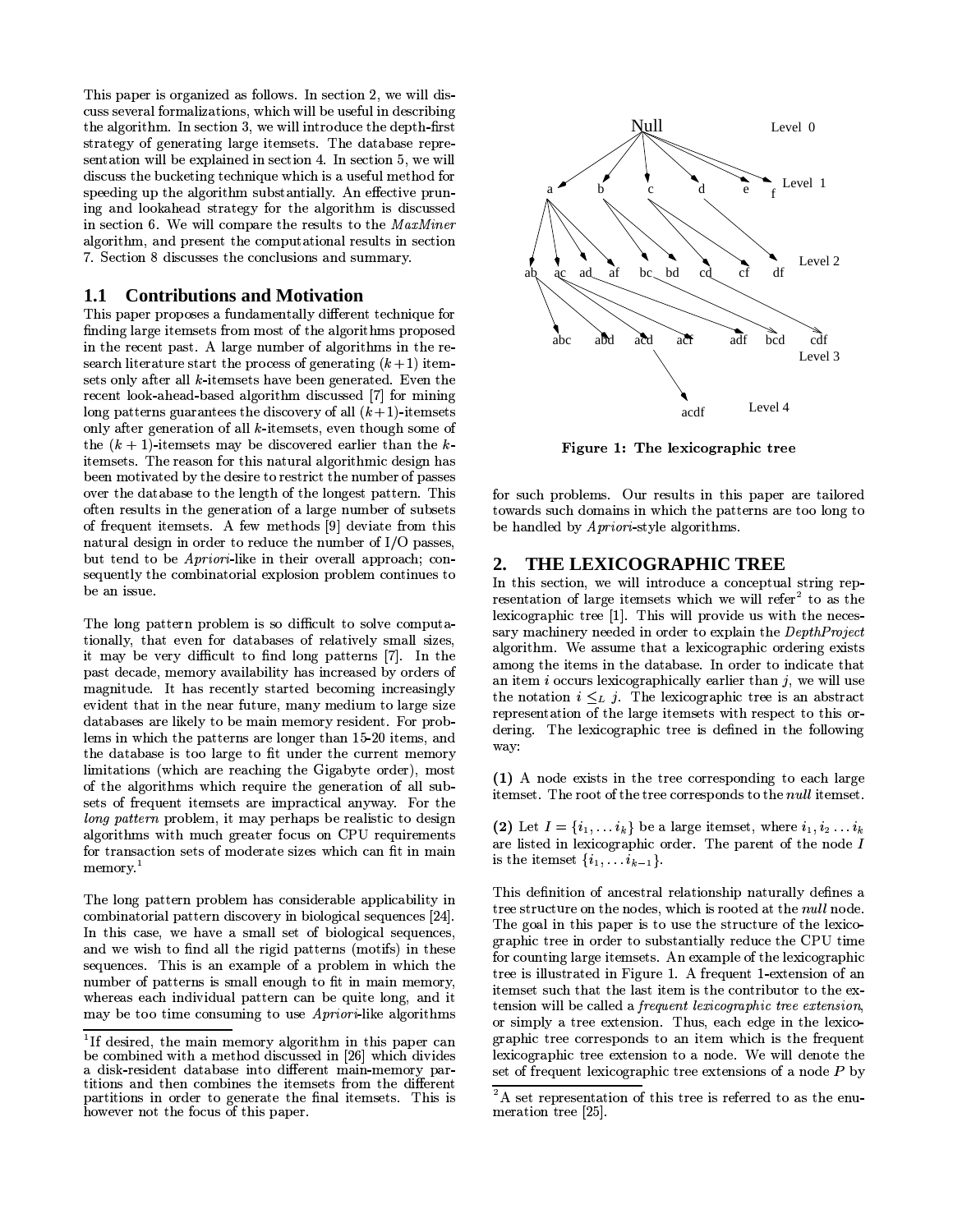This paper is organized as follows. In section 2, we will discuss several formalizations, which will be useful in describing the algorithm. In section 3, we will introduce the depth-first strategy of generating large itemsets. The database representation will be explained in section 4. In section 5, we will discuss the bucketing technique which is a useful method for speeding up the algorithm substantially. An effective pruning and lookahead strategy for the algorithm is discussed in section 6. We will compare the results to the *MaxMiner* algorithm, and present the computational results in section 7. Section 8 discusses the conclusions and summary.

## 1.1 Contributions and Motivation

This paper proposes a fundamentally different technique for finding large itemsets from most of the algorithms proposed in the recent past. A large number of algorithms in the research literature start the process of generating $(k+1)$ itemsets only after all $k$-itemsets have been generated. Even the recent look-ahead-based algorithm discussed [7] for mining long patterns guarantees the discovery of all $(k+1)$-itemsets only after generation of all $k$-itemsets, even though some of the $(k+1)$-itemsets may be discovered earlier than the $k$-itemsets. The reason for this natural algorithmic design has been motivated by the desire to restrict the number of passes over the database to the length of the longest pattern. This often results in the generation of a large number of subsets of frequent itemsets. A few methods [9] deviate from this natural design in order to reduce the number of I/O passes, but tend to be *Apriori*-like in their overall approach; consequently the combinatorial explosion problem continues to be an issue.

The long pattern problem is so difficult to solve computationally, that even for databases of relatively small sizes, it may be very difficult to find long patterns [7]. In the past decade, memory availability has increased by orders of magnitude. It has recently started becoming increasingly evident that in the near future, many medium to large size databases are likely to be main memory resident. For problems in which the patterns are longer than 15-20 items, and the database is too large to fit under the current memory limitations (which are reaching the Gigabyte order), most of the algorithms which require the generation of all subsets of frequent itemsets are impractical anyway. For the *long pattern* problem, it may perhaps be realistic to design algorithms with much greater focus on CPU requirements for transaction sets of moderate sizes which can fit in main memory.[1]

The long pattern problem has considerable applicability in combinatorial pattern discovery in biological sequences [24]. In this case, we have a small set of biological sequences, and we wish to find all the rigid patterns (motifs) in these sequences. This is an example of a problem in which the number of patterns is small enough to fit in main memory, whereas each individual pattern can be quite long, and it may be too time consuming to use *Apriori*-like algorithms for such problems. Our results in this paper are tailored towards such domains in which the patterns are too long to be handled by *Apriori*-style algorithms.

[1] If desired, the main memory algorithm in this paper can be combined with a method discussed in [26] which divides a disk-resident database into different main-memory partitions and then combines the itemsets from the different partitions in order to generate the final itemsets. This is however not the focus of this paper.

Null
Level 0
a b c d e f
Level 1
ab ac ad af bc bd cd cf df
Level 2
abc abd acd acf adf bcd cdf
Level 3
acdf
Level 4

**Figure 1: The lexicographic tree**

# 2. THE LEXICOGRAPHIC TREE

In this section, we will introduce a conceptual string representation of large itemsets which we will refer[2] to as the lexicographic tree [1]. This will provide us with the necessary machinery needed in order to explain the *DepthProject* algorithm. We assume that a lexicographic ordering exists among the items in the database. In order to indicate that an item $i$ occurs lexicographically earlier than $j$, we will use the notation $i \leq_L j$. The lexicographic tree is an abstract representation of the large itemsets with respect to this ordering. The lexicographic tree is defined in the following way:

**(1)** A node exists in the tree corresponding to each large itemset. The root of the tree corresponds to the *null* itemset.

**(2)** Let $I = \{i_1, \ldots i_k\}$ be a large itemset, where $i_1, i_2 \ldots i_k$ are listed in lexicographic order. The parent of the node $I$ is the itemset $\{i_1, \ldots i_{k-1}\}$.

This definition of ancestral relationship naturally defines a tree structure on the nodes, which is rooted at the *null* node. The goal in this paper is to use the structure of the lexicographic tree in order to substantially reduce the CPU time for counting large itemsets. An example of the lexicographic tree is illustrated in Figure 1. A frequent 1-extension of an itemset such that the last item is the contributor to the extension will be called a *frequent lexicographic tree extension*, or simply a tree extension. Thus, each edge in the lexicographic tree corresponds to an item which is the frequent lexicographic tree extension to a node. We will denote the set of frequent lexicographic tree extensions of a node $P$ by

[2] A set representation of this tree is referred to as the enumeration tree [25].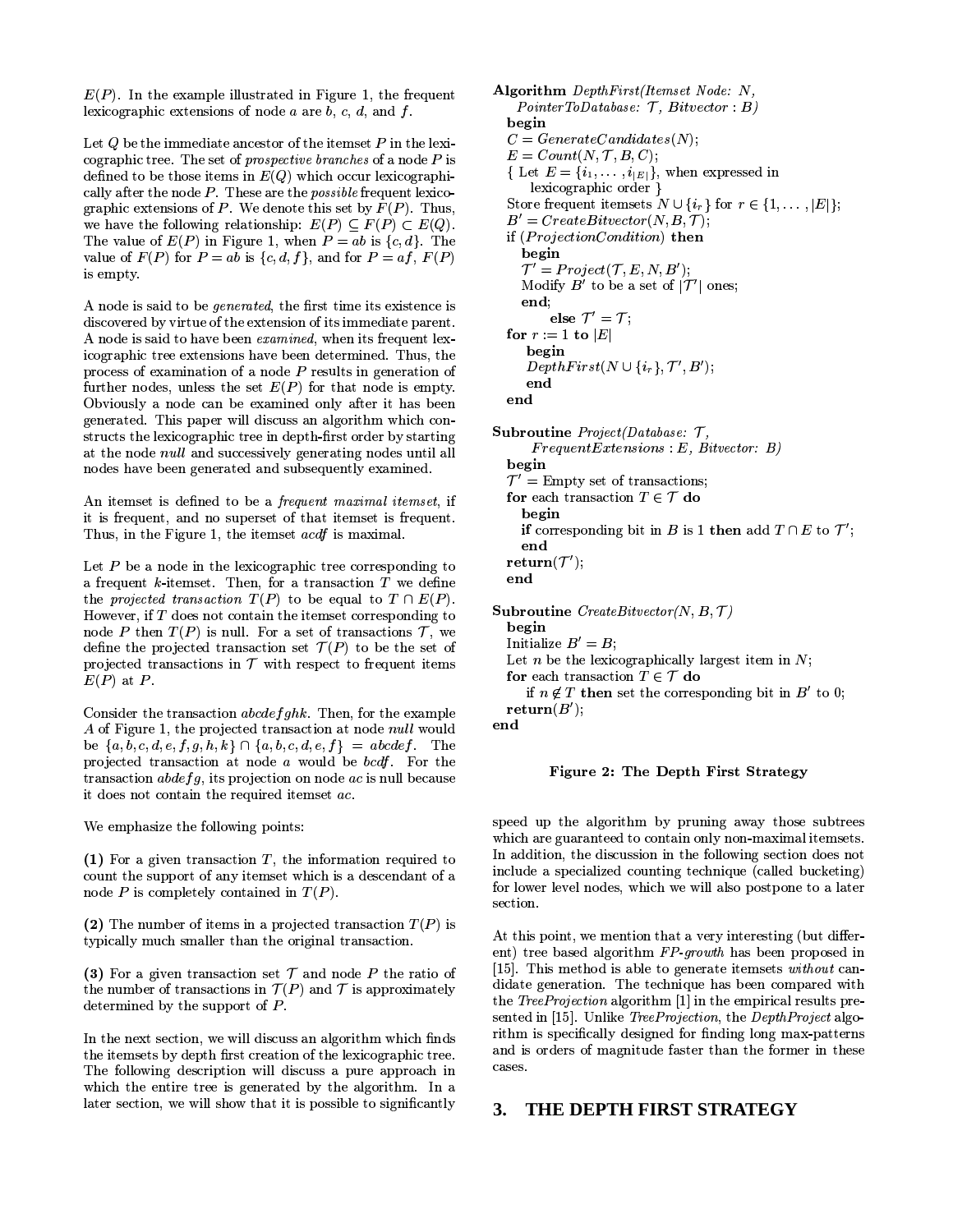$E(P)$. In the example illustrated in Figure 1, the frequent lexicographic extensions of node $a$ are $b$, $c$, $d$, and $f$.

Let $Q$ be the immediate ancestor of the itemset $P$ in the lexicographic tree. The set of *prospective branches* of a node $P$ is defined to be those items in $E(Q)$ which occur lexicographically after the node $P$. These are the *possible* frequent lexicographic extensions of $P$. We denote this set by $F(P)$. Thus, we have the following relationship: $E(P) \subseteq F(P) \subset E(Q)$. The value of $E(P)$ in Figure 1, when $P = ab$ is $\{c, d\}$. The value of $F(P)$ for $P = ab$ is $\{c, d, f\}$, and for $P = af$, $F(P)$ is empty.

A node is said to be *generated*, the first time its existence is discovered by virtue of the extension of its immediate parent. A node is said to have been *examined*, when its frequent lexicographic tree extensions have been determined. Thus, the process of examination of a node $P$ results in generation of further nodes, unless the set $E(P)$ for that node is empty. Obviously a node can be examined only after it has been generated. This paper will discuss an algorithm which constructs the lexicographic tree in depth-first order by starting at the node *null* and successively generating nodes until all nodes have been generated and subsequently examined.

An itemset is defined to be a *frequent maximal itemset*, if it is frequent, and no superset of that itemset is frequent. Thus, in the Figure 1, the itemset *acdf* is maximal.

Let $P$ be a node in the lexicographic tree corresponding to a frequent $k$-itemset. Then, for a transaction $T$ we define the *projected transaction* $T(P)$ to be equal to $T \cap E(P)$. However, if $T$ does not contain the itemset corresponding to node $P$ then $T(P)$ is null. For a set of transactions $\mathcal{T}$, we define the projected transaction set $\mathcal{T}(P)$ to be the set of projected transactions in $\mathcal{T}$ with respect to frequent items $E(P)$ at $P$.

Consider the transaction $abcdefghk$. Then, for the example $A$ of Figure 1, the projected transaction at node *null* would be $\{a, b, c, d, e, f, g, h, k\} \cap \{a, b, c, d, e, f\} = abcdef$. The projected transaction at node $a$ would be *bcdf*. For the transaction $abdefg$, its projection on node $ac$ is null because it does not contain the required itemset $ac$.

We emphasize the following points:

**(1)** For a given transaction $T$, the information required to count the support of any itemset which is a descendant of a node $P$ is completely contained in $T(P)$.

**(2)** The number of items in a projected transaction $T(P)$ is typically much smaller than the original transaction.

**(3)** For a given transaction set $\mathcal{T}$ and node $P$ the ratio of the number of transactions in $\mathcal{T}(P)$ and $\mathcal{T}$ is approximately determined by the support of $P$.

In the next section, we will discuss an algorithm which finds the itemsets by depth first creation of the lexicographic tree. The following description will discuss a pure approach in which the entire tree is generated by the algorithm. In a later section, we will show that it is possible to significantly speed up the algorithm by pruning away those subtrees which are guaranteed to contain only non-maximal itemsets. In addition, the discussion in the following section does not include a specialized counting technique (called bucketing) for lower level nodes, which we will also postpone to a later section.

```
Algorithm DepthFirst(Itemset Node: N,
    PointerToDatabase: T, Bitvector : B)
  begin
  C = GenerateCandidates(N);
  E = Count(N, T, B, C);
  { Let E = {i_1, ..., i_|E|}, when expressed in
      lexicographic order }
  Store frequent itemsets N ∪ {i_r} for r ∈ {1, ..., |E|};
  B' = CreateBitvector(N, B, T);
  if (ProjectionCondition) then
    begin
    T' = Project(T, E, N, B');
    Modify B' to be a set of |T'| ones;
    end;
        else T' = T;
  for r := 1 to |E|
     begin
     DepthFirst(N ∪ {i_r}, T', B');
     end
  end

Subroutine Project(Database: T,
      FrequentExtensions : E, Bitvector: B)
  begin
  T' = Empty set of transactions;
  for each transaction T ∈ T do
    begin
    if corresponding bit in B is 1 then add T ∩ E to T';
    end
  return(T');
  end

Subroutine CreateBitvector(N, B, T)
  begin
  Initialize B' = B;
  Let n be the lexicographically largest item in N;
  for each transaction T ∈ T do
     if n ∉ T then set the corresponding bit in B' to 0;
  return(B');
end
```

**Figure 2: The Depth First Strategy**

At this point, we mention that a very interesting (but different) tree based algorithm *FP-growth* has been proposed in [15]. This method is able to generate itemsets *without* candidate generation. The technique has been compared with the *TreeProjection* algorithm [1] in the empirical results presented in [15]. Unlike *TreeProjection*, the *DepthProject* algorithm is specifically designed for finding long max-patterns and is orders of magnitude faster than the former in these cases.

## 3. THE DEPTH FIRST STRATEGY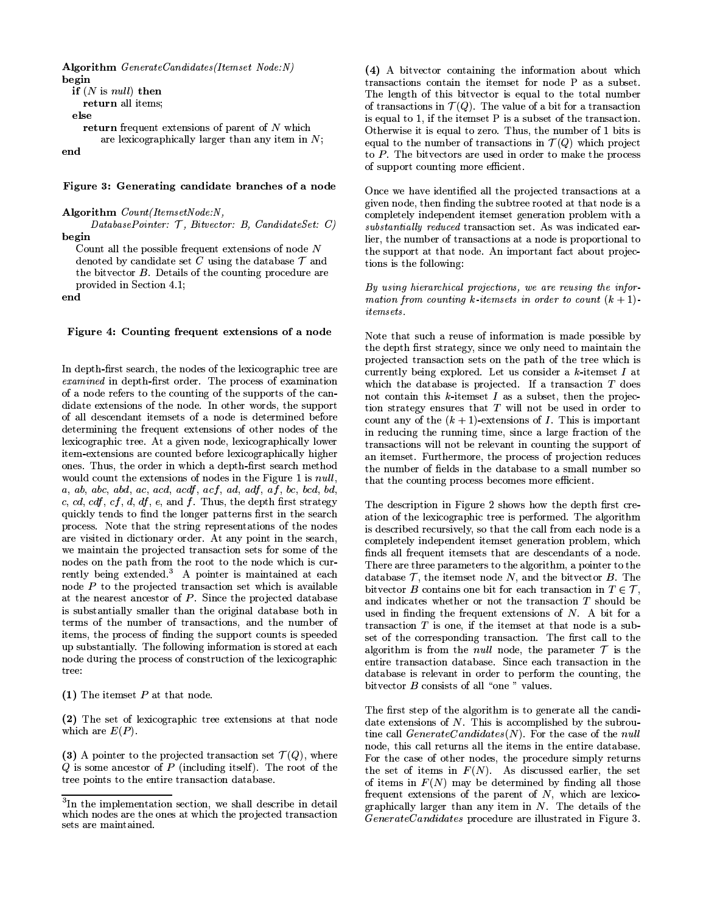**Algorithm** *GenerateCandidates(Itemset Node:N)*
**begin**
  **if** ($N$ is *null*) **then**
    **return** all items;
  **else**
    **return** frequent extensions of parent of $N$ which
      are lexicographically larger than any item in $N$;
**end**

**Figure 3: Generating candidate branches of a node**

**Algorithm** *Count(ItemsetNode:N,*
  *DatabasePointer:* $\mathcal{T}$*, Bitvector: B, CandidateSet: C)*
**begin**
  Count all the possible frequent extensions of node $N$
  denoted by candidate set $C$ using the database $\mathcal{T}$ and
  the bitvector $B$. Details of the counting procedure are
  provided in Section 4.1;
**end**

**Figure 4: Counting frequent extensions of a node**

In depth-first search, the nodes of the lexicographic tree are *examined* in depth-first order. The process of examination of a node refers to the counting of the supports of the candidate extensions of the node. In other words, the support of all descendant itemsets of a node is determined before determining the frequent extensions of other nodes of the lexicographic tree. At a given node, lexicographically lower item-extensions are counted before lexicographically higher ones. Thus, the order in which a depth-first search method would count the extensions of nodes in the Figure 1 is *null*, *a*, *ab*, *abc*, *abd*, *ac*, *acd*, *acdf*, *acf*, *ad*, *adf*, *af*, *bc*, *bcd*, *bd*, *c*, *cd*, *cdf*, *cf*, *d*, *df*, *e*, and *f*. Thus, the depth first strategy quickly tends to find the longer patterns first in the search process. Note that the string representations of the nodes are visited in dictionary order. At any point in the search, we maintain the projected transaction sets for some of the nodes on the path from the root to the node which is currently being extended.[3] A pointer is maintained at each node $P$ to the projected transaction set which is available at the nearest ancestor of $P$. Since the projected database is substantially smaller than the original database both in terms of the number of transactions, and the number of items, the process of finding the support counts is speeded up substantially. The following information is stored at each node during the process of construction of the lexicographic tree:

**(1)** The itemset $P$ at that node.

**(2)** The set of lexicographic tree extensions at that node which are $E(P)$.

**(3)** A pointer to the projected transaction set $\mathcal{T}(Q)$, where $Q$ is some ancestor of $P$ (including itself). The root of the tree points to the entire transaction database.

[3] In the implementation section, we shall describe in detail which nodes are the ones at which the projected transaction sets are maintained.

**(4)** A bitvector containing the information about which transactions contain the itemset for node P as a subset. The length of this bitvector is equal to the total number of transactions in $\mathcal{T}(Q)$. The value of a bit for a transaction is equal to 1, if the itemset P is a subset of the transaction. Otherwise it is equal to zero. Thus, the number of 1 bits is equal to the number of transactions in $\mathcal{T}(Q)$ which project to $P$. The bitvectors are used in order to make the process of support counting more efficient.

Once we have identified all the projected transactions at a given node, then finding the subtree rooted at that node is a completely independent itemset generation problem with a *substantially reduced* transaction set. As was indicated earlier, the number of transactions at a node is proportional to the support at that node. An important fact about projections is the following:

*By using hierarchical projections, we are reusing the information from counting $k$-itemsets in order to count $(k+1)$-itemsets.*

Note that such a reuse of information is made possible by the depth first strategy, since we only need to maintain the projected transaction sets on the path of the tree which is currently being explored. Let us consider a $k$-itemset $I$ at which the database is projected. If a transaction $T$ does not contain this $k$-itemset $I$ as a subset, then the projection strategy ensures that $T$ will not be used in order to count any of the $(k+1)$-extensions of $I$. This is important in reducing the running time, since a large fraction of the transactions will not be relevant in counting the support of an itemset. Furthermore, the process of projection reduces the number of fields in the database to a small number so that the counting process becomes more efficient.

The description in Figure 2 shows how the depth first creation of the lexicographic tree is performed. The algorithm is described recursively, so that the call from each node is a completely independent itemset generation problem, which finds all frequent itemsets that are descendants of a node. There are three parameters to the algorithm, a pointer to the database $\mathcal{T}$, the itemset node $N$, and the bitvector $B$. The bitvector $B$ contains one bit for each transaction in $T \in \mathcal{T}$, and indicates whether or not the transaction $T$ should be used in finding the frequent extensions of $N$. A bit for a transaction $T$ is one, if the itemset at that node is a subset of the corresponding transaction. The first call to the algorithm is from the *null* node, the parameter $\mathcal{T}$ is the entire transaction database. Since each transaction in the database is relevant in order to perform the counting, the bitvector $B$ consists of all "one " values.

The first step of the algorithm is to generate all the candidate extensions of $N$. This is accomplished by the subroutine call $GenerateCandidates(N)$. For the case of the *null* node, this call returns all the items in the entire database. For the case of other nodes, the procedure simply returns the set of items in $F(N)$. As discussed earlier, the set of items in $F(N)$ may be determined by finding all those frequent extensions of the parent of $N$, which are lexicographically larger than any item in $N$. The details of the $GenerateCandidates$ procedure are illustrated in Figure 3.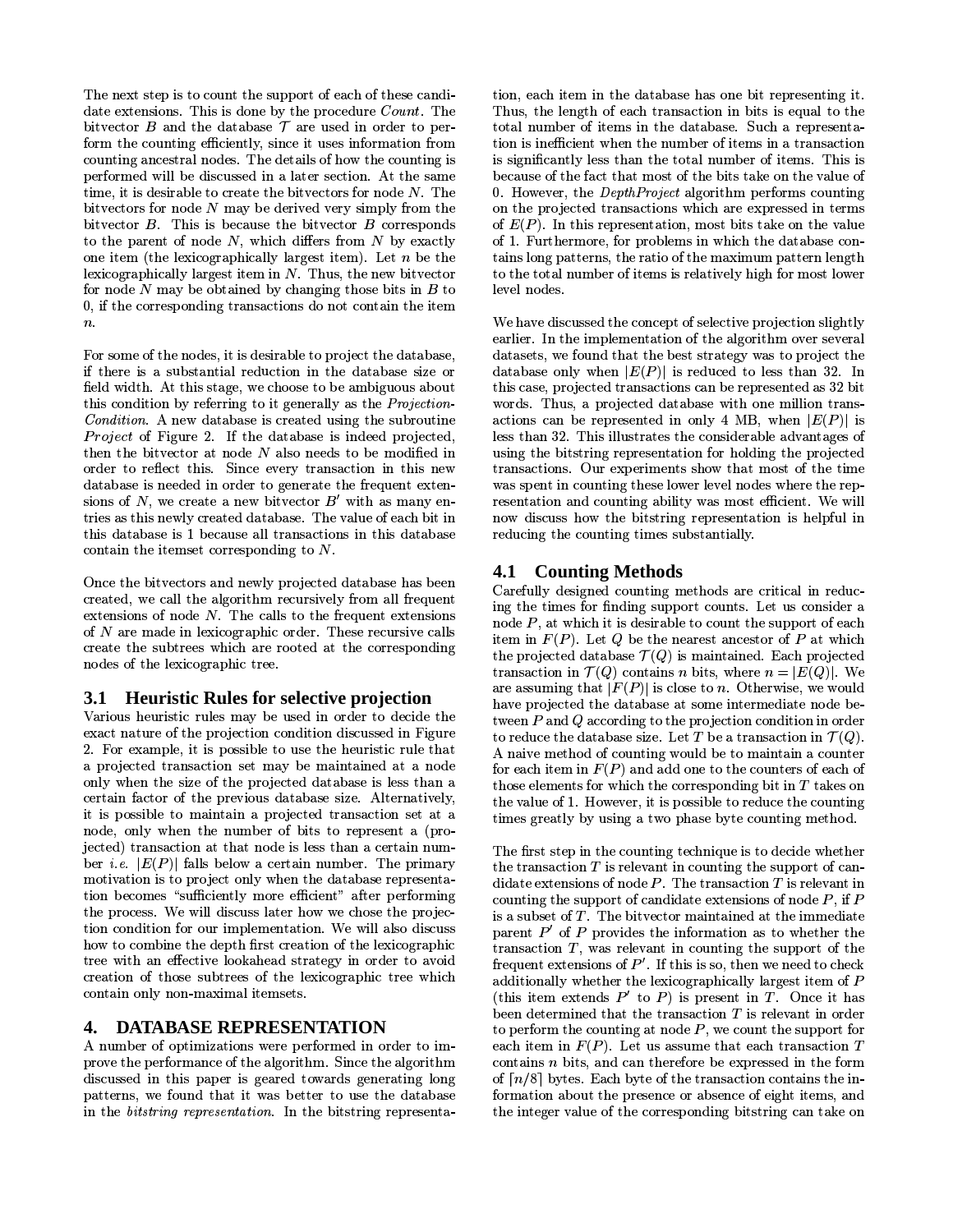The next step is to count the support of each of these candidate extensions. This is done by the procedure *Count*. The bitvector $B$ and the database $\mathcal{T}$ are used in order to perform the counting efficiently, since it uses information from counting ancestral nodes. The details of how the counting is performed will be discussed in a later section. At the same time, it is desirable to create the bitvectors for node $N$. The bitvectors for node $N$ may be derived very simply from the bitvector $B$. This is because the bitvector $B$ corresponds to the parent of node $N$, which differs from $N$ by exactly one item (the lexicographically largest item). Let $n$ be the lexicographically largest item in $N$. Thus, the new bitvector for node $N$ may be obtained by changing those bits in $B$ to 0, if the corresponding transactions do not contain the item $n$.

For some of the nodes, it is desirable to project the database, if there is a substantial reduction in the database size or field width. At this stage, we choose to be ambiguous about this condition by referring to it generally as the *Projection-Condition*. A new database is created using the subroutine *Project* of Figure 2. If the database is indeed projected, then the bitvector at node $N$ also needs to be modified in order to reflect this. Since every transaction in this new database is needed in order to generate the frequent extensions of $N$, we create a new bitvector $B'$ with as many entries as this newly created database. The value of each bit in this database is 1 because all transactions in this database contain the itemset corresponding to $N$.

Once the bitvectors and newly projected database has been created, we call the algorithm recursively from all frequent extensions of node $N$. The calls to the frequent extensions of $N$ are made in lexicographic order. These recursive calls create the subtrees which are rooted at the corresponding nodes of the lexicographic tree.

## 3.1 Heuristic Rules for selective projection

Various heuristic rules may be used in order to decide the exact nature of the projection condition discussed in Figure 2. For example, it is possible to use the heuristic rule that a projected transaction set may be maintained at a node only when the size of the projected database is less than a certain factor of the previous database size. Alternatively, it is possible to maintain a projected transaction set at a node, only when the number of bits to represent a (projected) transaction at that node is less than a certain number *i.e.* $|E(P)|$ falls below a certain number. The primary motivation is to project only when the database representation becomes "sufficiently more efficient" after performing the process. We will discuss later how we chose the projection condition for our implementation. We will also discuss how to combine the depth first creation of the lexicographic tree with an effective lookahead strategy in order to avoid creation of those subtrees of the lexicographic tree which contain only non-maximal itemsets.

# 4. DATABASE REPRESENTATION

A number of optimizations were performed in order to improve the performance of the algorithm. Since the algorithm discussed in this paper is geared towards generating long patterns, we found that it was better to use the database in the *bitstring representation*. In the bitstring representation, each item in the database has one bit representing it. Thus, the length of each transaction in bits is equal to the total number of items in the database. Such a representation is inefficient when the number of items in a transaction is significantly less than the total number of items. This is because of the fact that most of the bits take on the value of 0. However, the *DepthProject* algorithm performs counting on the projected transactions which are expressed in terms of $E(P)$. In this representation, most bits take on the value of 1. Furthermore, for problems in which the database contains long patterns, the ratio of the maximum pattern length to the total number of items is relatively high for most lower level nodes.

We have discussed the concept of selective projection slightly earlier. In the implementation of the algorithm over several datasets, we found that the best strategy was to project the database only when $|E(P)|$ is reduced to less than 32. In this case, projected transactions can be represented as 32 bit words. Thus, a projected database with one million transactions can be represented in only 4 MB, when $|E(P)|$ is less than 32. This illustrates the considerable advantages of using the bitstring representation for holding the projected transactions. Our experiments show that most of the time was spent in counting these lower level nodes where the representation and counting ability was most efficient. We will now discuss how the bitstring representation is helpful in reducing the counting times substantially.

## 4.1 Counting Methods

Carefully designed counting methods are critical in reducing the times for finding support counts. Let us consider a node $P$, at which it is desirable to count the support of each item in $F(P)$. Let $Q$ be the nearest ancestor of $P$ at which the projected database $\mathcal{T}(Q)$ is maintained. Each projected transaction in $\mathcal{T}(Q)$ contains $n$ bits, where $n = |E(Q)|$. We are assuming that $|F(P)|$ is close to $n$. Otherwise, we would have projected the database at some intermediate node between $P$ and $Q$ according to the projection condition in order to reduce the database size. Let $T$ be a transaction in $\mathcal{T}(Q)$. A naive method of counting would be to maintain a counter for each item in $F(P)$ and add one to the counters of each of those elements for which the corresponding bit in $T$ takes on the value of 1. However, it is possible to reduce the counting times greatly by using a two phase byte counting method.

The first step in the counting technique is to decide whether the transaction $T$ is relevant in counting the support of candidate extensions of node $P$. The transaction $T$ is relevant in counting the support of candidate extensions of node $P$, if $P$ is a subset of $T$. The bitvector maintained at the immediate parent $P'$ of $P$ provides the information as to whether the transaction $T$, was relevant in counting the support of the frequent extensions of $P'$. If this is so, then we need to check additionally whether the lexicographically largest item of $P$ (this item extends $P'$ to $P$) is present in $T$. Once it has been determined that the transaction $T$ is relevant in order to perform the counting at node $P$, we count the support for each item in $F(P)$. Let us assume that each transaction $T$ contains $n$ bits, and can therefore be expressed in the form of $\lceil n/8 \rceil$ bytes. Each byte of the transaction contains the information about the presence or absence of eight items, and the integer value of the corresponding bitstring can take on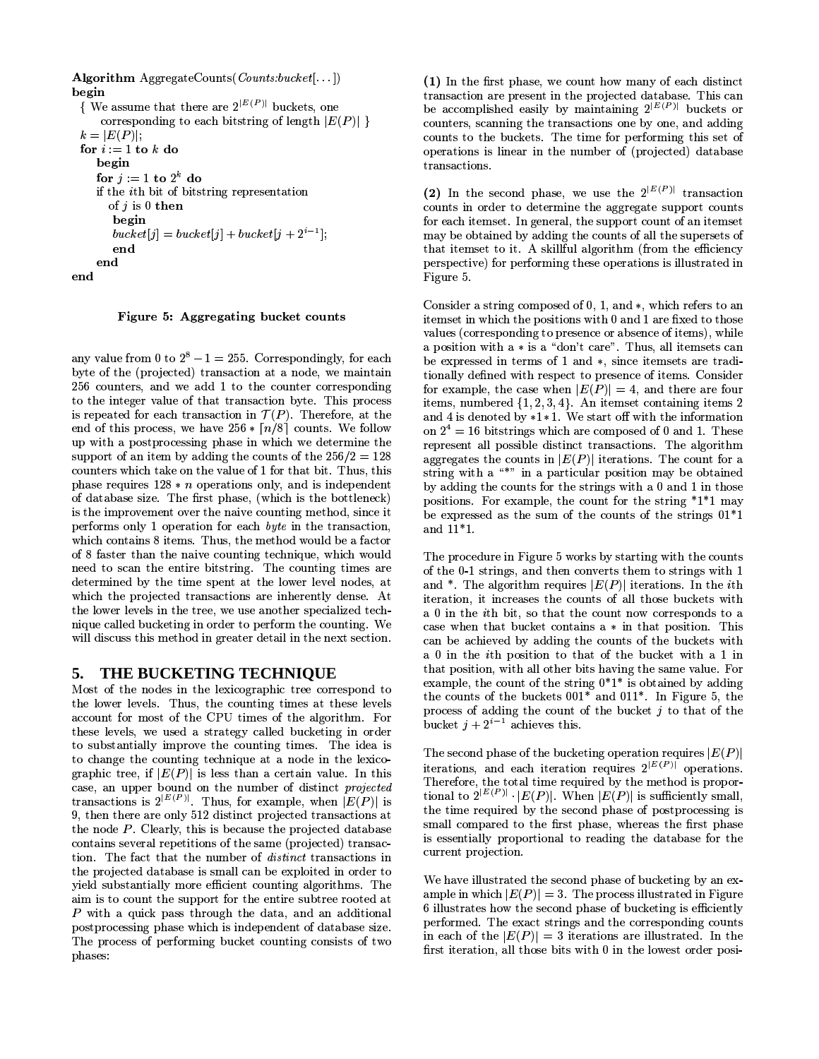```
Algorithm AggregateCounts(Counts:bucket[...])
begin
  { We assume that there are 2^|E(P)| buckets, one
      corresponding to each bitstring of length |E(P)| }
  k = |E(P)|;
  for i := 1 to k do
      begin
      for j := 1 to 2^k do
      if the ith bit of bitstring representation
         of j is 0 then
           begin
           bucket[j] = bucket[j] + bucket[j + 2^(i-1)];
           end
      end
end
```

**Figure 5: Aggregating bucket counts**

any value from 0 to $2^8 - 1 = 255$. Correspondingly, for each byte of the (projected) transaction at a node, we maintain 256 counters, and we add 1 to the counter corresponding to the integer value of that transaction byte. This process is repeated for each transaction in $\mathcal{T}(P)$. Therefore, at the end of this process, we have $256 * \lceil n/8 \rceil$ counts. We follow up with a postprocessing phase in which we determine the support of an item by adding the counts of the $256/2 = 128$ counters which take on the value of 1 for that bit. Thus, this phase requires $128 * n$ operations only, and is independent of database size. The first phase, (which is the bottleneck) is the improvement over the naive counting method, since it performs only 1 operation for each *byte* in the transaction, which contains 8 items. Thus, the method would be a factor of 8 faster than the naive counting technique, which would need to scan the entire bitstring. The counting times are determined by the time spent at the lower level nodes, at which the projected transactions are inherently dense. At the lower levels in the tree, we use another specialized technique called bucketing in order to perform the counting. We will discuss this method in greater detail in the next section.

## 5. THE BUCKETING TECHNIQUE

Most of the nodes in the lexicographic tree correspond to the lower levels. Thus, the counting times at these levels account for most of the CPU times of the algorithm. For these levels, we used a strategy called bucketing in order to substantially improve the counting times. The idea is to change the counting technique at a node in the lexicographic tree, if $|E(P)|$ is less than a certain value. In this case, an upper bound on the number of distinct *projected* transactions is $2^{|E(P)|}$. Thus, for example, when $|E(P)|$ is 9, then there are only 512 distinct projected transactions at the node $P$. Clearly, this is because the projected database contains several repetitions of the same (projected) transaction. The fact that the number of *distinct* transactions in the projected database is small can be exploited in order to yield substantially more efficient counting algorithms. The aim is to count the support for the entire subtree rooted at $P$ with a quick pass through the data, and an additional postprocessing phase which is independent of database size. The process of performing bucket counting consists of two phases:

**(1)** In the first phase, we count how many of each distinct transaction are present in the projected database. This can be accomplished easily by maintaining $2^{|E(P)|}$ buckets or counters, scanning the transactions one by one, and adding counts to the buckets. The time for performing this set of operations is linear in the number of (projected) database transactions.

**(2)** In the second phase, we use the $2^{|E(P)|}$ transaction counts in order to determine the aggregate support counts for each itemset. In general, the support count of an itemset may be obtained by adding the counts of all the supersets of that itemset to it. A skillful algorithm (from the efficiency perspective) for performing these operations is illustrated in Figure 5.

Consider a string composed of 0, 1, and $*$, which refers to an itemset in which the positions with 0 and 1 are fixed to those values (corresponding to presence or absence of items), while a position with a $*$ is a "don't care". Thus, all itemsets can be expressed in terms of 1 and $*$, since itemsets are traditionally defined with respect to presence of items. Consider for example, the case when $|E(P)| = 4$, and there are four items, numbered $\{1, 2, 3, 4\}$. An itemset containing items 2 and 4 is denoted by $*1*1$. We start off with the information on $2^4 = 16$ bitstrings which are composed of 0 and 1. These represent all possible distinct transactions. The algorithm aggregates the counts in $|E(P)|$ iterations. The count for a string with a "*" in a particular position may be obtained by adding the counts for the strings with a 0 and 1 in those positions. For example, the count for the string *1*1 may be expressed as the sum of the counts of the strings 01*1 and 11*1.

The procedure in Figure 5 works by starting with the counts of the 0-1 strings, and then converts them to strings with 1 and *. The algorithm requires $|E(P)|$ iterations. In the $i$th iteration, it increases the counts of all those buckets with a 0 in the $i$th bit, so that the count now corresponds to a case when that bucket contains a $*$ in that position. This can be achieved by adding the counts of the buckets with a 0 in the $i$th position to that of the bucket with a 1 in that position, with all other bits having the same value. For example, the count of the string 0*1* is obtained by adding the counts of the buckets 001* and 011*. In Figure 5, the process of adding the count of the bucket $j$ to that of the bucket $j + 2^{i-1}$ achieves this.

The second phase of the bucketing operation requires $|E(P)|$ iterations, and each iteration requires $2^{|E(P)|}$ operations. Therefore, the total time required by the method is proportional to $2^{|E(P)|} \cdot |E(P)|$. When $|E(P)|$ is sufficiently small, the time required by the second phase of postprocessing is small compared to the first phase, whereas the first phase is essentially proportional to reading the database for the current projection.

We have illustrated the second phase of bucketing by an example in which $|E(P)| = 3$. The process illustrated in Figure 6 illustrates how the second phase of bucketing is efficiently performed. The exact strings and the corresponding counts in each of the $|E(P)| = 3$ iterations are illustrated. In the first iteration, all those bits with 0 in the lowest order posi-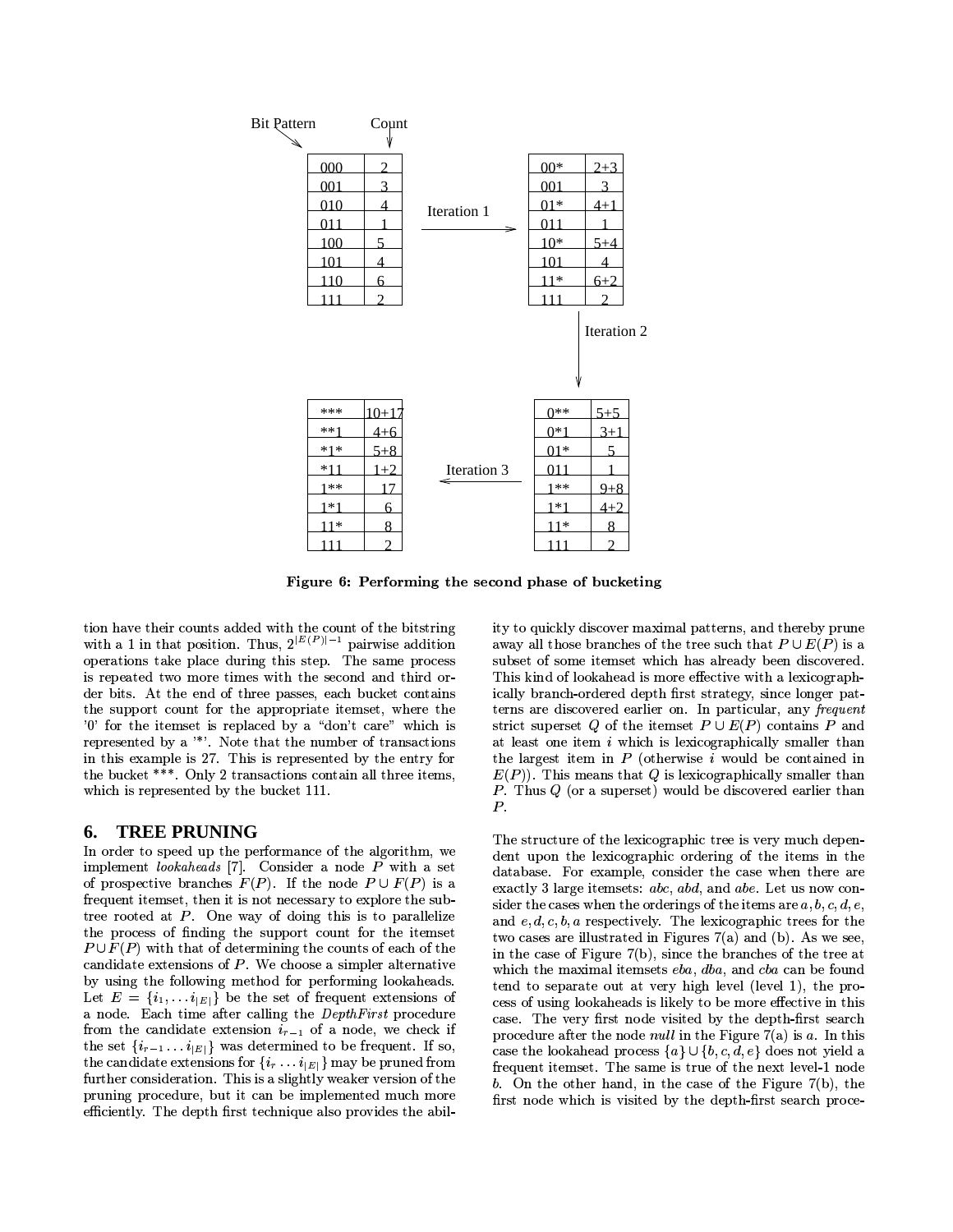| Bit Pattern | Count |
|---|---|
| 000 | 2 |
| 001 | 3 |
| 010 | 4 |
| 011 | 1 |
| 100 | 5 |
| 101 | 4 |
| 110 | 6 |
| 111 | 2 |

Iteration 1

| Bit Pattern | Count |
|---|---|
| 00* | 2+3 |
| 001 | 3 |
| 01* | 4+1 |
| 011 | 1 |
| 10* | 5+4 |
| 101 | 4 |
| 11* | 6+2 |
| 111 | 2 |

Iteration 2

| Bit Pattern | Count |
|---|---|
| 0** | 5+5 |
| 0*1 | 3+1 |
| 01* | 5 |
| 011 | 1 |
| 1** | 9+8 |
| 1*1 | 4+2 |
| 11* | 8 |
| 111 | 2 |

Iteration 3

| Bit Pattern | Count |
|---|---|
| *** | 10+17 |
| **1 | 4+6 |
| *1* | 5+8 |
| *11 | 1+2 |
| 1** | 17 |
| 1*1 | 6 |
| 11* | 8 |
| 111 | 2 |

**Figure 6: Performing the second phase of bucketing**

tion have their counts added with the count of the bitstring with a 1 in that position. Thus, $2^{|E(P)|-1}$ pairwise addition operations take place during this step. The same process is repeated two more times with the second and third order bits. At the end of three passes, each bucket contains the support count for the appropriate itemset, where the '0' for the itemset is replaced by a "don't care" which is represented by a '*'. Note that the number of transactions in this example is 27. This is represented by the entry for the bucket ***. Only 2 transactions contain all three items, which is represented by the bucket 111.

## 6. TREE PRUNING

In order to speed up the performance of the algorithm, we implement *lookaheads* [7]. Consider a node $P$ with a set of prospective branches $F(P)$. If the node $P \cup F(P)$ is a frequent itemset, then it is not necessary to explore the subtree rooted at $P$. One way of doing this is to parallelize the process of finding the support count for the itemset $P \cup F(P)$ with that of determining the counts of each of the candidate extensions of $P$. We choose a simpler alternative by using the following method for performing lookaheads. Let $E = \{i_1, \ldots i_{|E|}\}$ be the set of frequent extensions of a node. Each time after calling the *DepthFirst* procedure from the candidate extension $i_{r-1}$ of a node, we check if the set $\{i_{r-1} \ldots i_{|E|}\}$ was determined to be frequent. If so, the candidate extensions for $\{i_r \ldots i_{|E|}\}$ may be pruned from further consideration. This is a slightly weaker version of the pruning procedure, but it can be implemented much more efficiently. The depth first technique also provides the ability to quickly discover maximal patterns, and thereby prune away all those branches of the tree such that $P \cup E(P)$ is a subset of some itemset which has already been discovered. This kind of lookahead is more effective with a lexicographically branch-ordered depth first strategy, since longer patterns are discovered earlier on. In particular, any *frequent* strict superset $Q$ of the itemset $P \cup E(P)$ contains $P$ and at least one item $i$ which is lexicographically smaller than the largest item in $P$ (otherwise $i$ would be contained in $E(P)$). This means that $Q$ is lexicographically smaller than $P$. Thus $Q$ (or a superset) would be discovered earlier than $P$.

The structure of the lexicographic tree is very much dependent upon the lexicographic ordering of the items in the database. For example, consider the case when there are exactly 3 large itemsets: $abc$, $abd$, and $abe$. Let us now consider the cases when the orderings of the items are $a, b, c, d, e$, and $e, d, c, b, a$ respectively. The lexicographic trees for the two cases are illustrated in Figures 7(a) and (b). As we see, in the case of Figure 7(b), since the branches of the tree at which the maximal itemsets $eba$, $dba$, and $cba$ can be found tend to separate out at very high level (level 1), the process of using lookaheads is likely to be more effective in this case. The very first node visited by the depth-first search procedure after the node *null* in the Figure 7(a) is $a$. In this case the lookahead process $\{a\} \cup \{b, c, d, e\}$ does not yield a frequent itemset. The same is true of the next level-1 node $b$. On the other hand, in the case of the Figure 7(b), the first node which is visited by the depth-first search proce-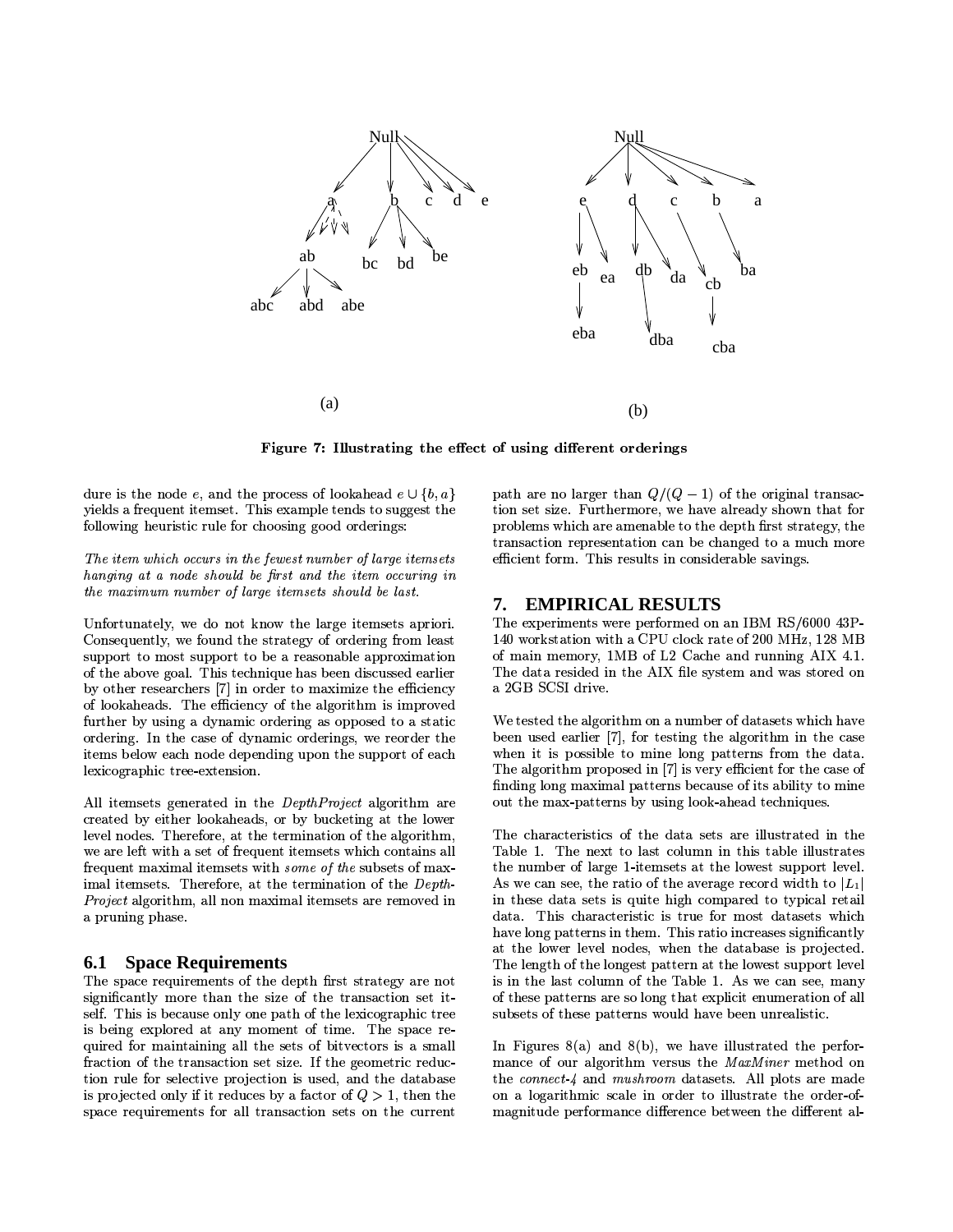Null

a b c d e

ab bc bd be

abc abd abe

(a)

Null

e d c b a

eb ea db da cb ba

eba dba cba

(b)

**Figure 7: Illustrating the effect of using different orderings**

dure is the node $e$, and the process of lookahead $e \cup \{b, a\}$ yields a frequent itemset. This example tends to suggest the following heuristic rule for choosing good orderings:

*The item which occurs in the fewest number of large itemsets hanging at a node should be first and the item occuring in the maximum number of large itemsets should be last.*

Unfortunately, we do not know the large itemsets apriori. Consequently, we found the strategy of ordering from least support to most support to be a reasonable approximation of the above goal. This technique has been discussed earlier by other researchers [7] in order to maximize the efficiency of lookaheads. The efficiency of the algorithm is improved further by using a dynamic ordering as opposed to a static ordering. In the case of dynamic orderings, we reorder the items below each node depending upon the support of each lexicographic tree-extension.

All itemsets generated in the *DepthProject* algorithm are created by either lookaheads, or by bucketing at the lower level nodes. Therefore, at the termination of the algorithm, we are left with a set of frequent itemsets which contains all frequent maximal itemsets with *some of the* subsets of maximal itemsets. Therefore, at the termination of the *DepthProject* algorithm, all non maximal itemsets are removed in a pruning phase.

### 6.1 Space Requirements

The space requirements of the depth first strategy are not significantly more than the size of the transaction set itself. This is because only one path of the lexicographic tree is being explored at any moment of time. The space required for maintaining all the sets of bitvectors is a small fraction of the transaction set size. If the geometric reduction rule for selective projection is used, and the database is projected only if it reduces by a factor of $Q > 1$, then the space requirements for all transaction sets on the current path are no larger than $Q/(Q-1)$ of the original transaction set size. Furthermore, we have already shown that for problems which are amenable to the depth first strategy, the transaction representation can be changed to a much more efficient form. This results in considerable savings.

## 7. EMPIRICAL RESULTS

The experiments were performed on an IBM RS/6000 43P-140 workstation with a CPU clock rate of 200 MHz, 128 MB of main memory, 1MB of L2 Cache and running AIX 4.1. The data resided in the AIX file system and was stored on a 2GB SCSI drive.

We tested the algorithm on a number of datasets which have been used earlier [7], for testing the algorithm in the case when it is possible to mine long patterns from the data. The algorithm proposed in [7] is very efficient for the case of finding long maximal patterns because of its ability to mine out the max-patterns by using look-ahead techniques.

The characteristics of the data sets are illustrated in the Table 1. The next to last column in this table illustrates the number of large 1-itemsets at the lowest support level. As we can see, the ratio of the average record width to $|L_1|$ in these data sets is quite high compared to typical retail data. This characteristic is true for most datasets which have long patterns in them. This ratio increases significantly at the lower level nodes, when the database is projected. The length of the longest pattern at the lowest support level is in the last column of the Table 1. As we can see, many of these patterns are so long that explicit enumeration of all subsets of these patterns would have been unrealistic.

In Figures 8(a) and 8(b), we have illustrated the performance of our algorithm versus the *MaxMiner* method on the *connect-4* and *mushroom* datasets. All plots are made on a logarithmic scale in order to illustrate the order-of-magnitude performance difference between the different al-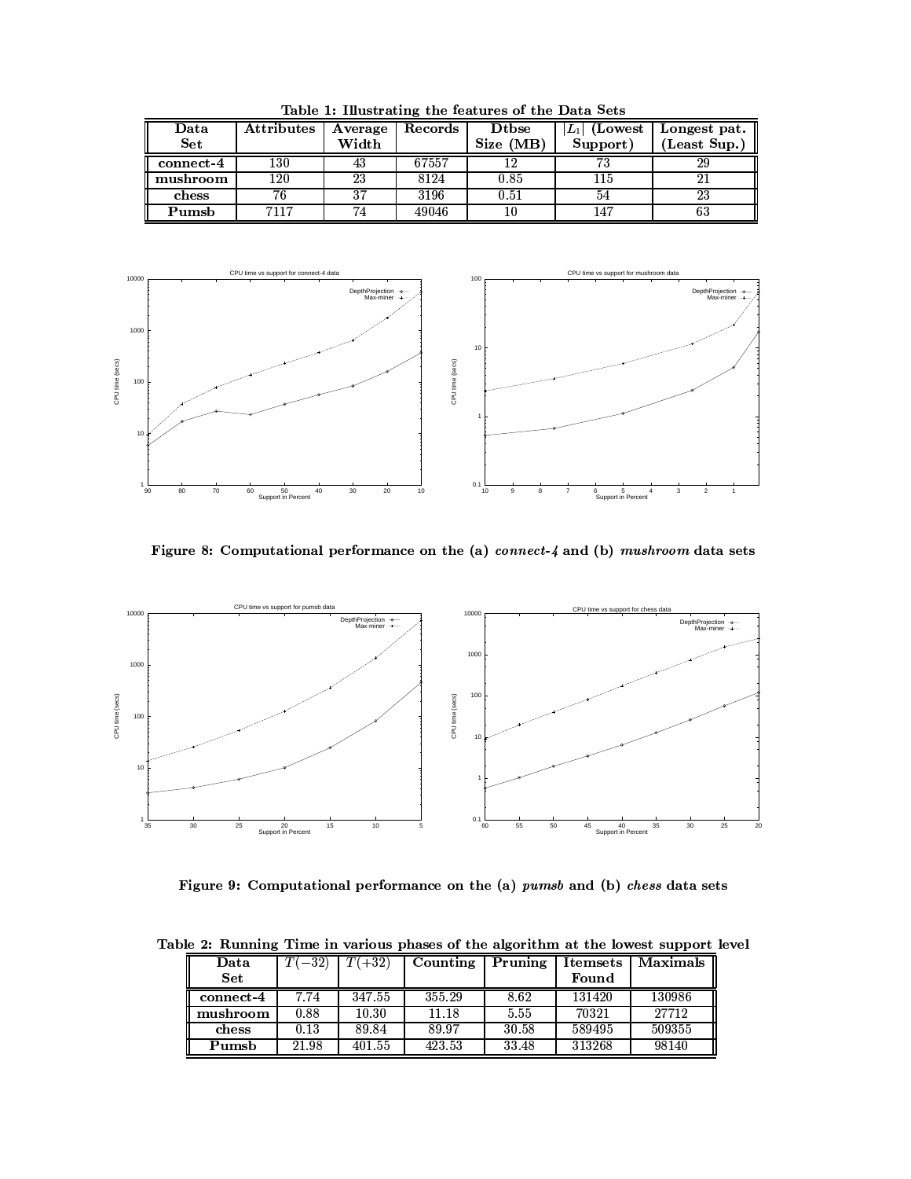**Table 1: Illustrating the features of the Data Sets**

| Data Set | Attributes | Average Width | Records | Dtbse Size (MB) | $\lvert L_1 \rvert$ (Lowest Support) | Longest pat. (Least Sup.) |
|---|---|---|---|---|---|---|
| **connect-4** | 130 | 43 | 67557 | 12 | 73 | 29 |
| **mushroom** | 120 | 23 | 8124 | 0.85 | 115 | 21 |
| **chess** | 76 | 37 | 3196 | 0.51 | 54 | 23 |
| **Pumsb** | 7117 | 74 | 49046 | 10 | 147 | 63 |

**Figure 8: Computational performance on the (a) *connect-4* and (b) *mushroom* data sets**

**Figure 9: Computational performance on the (a) *pumsb* and (b) *chess* data sets**

**Table 2: Running Time in various phases of the algorithm at the lowest support level**

| Data Set | $T(-32)$ | $T(+32)$ | Counting | Pruning | Itemsets Found | Maximals |
|---|---|---|---|---|---|---|
| **connect-4** | 7.74 | 347.55 | 355.29 | 8.62 | 131420 | 130986 |
| **mushroom** | 0.88 | 10.30 | 11.18 | 5.55 | 70321 | 27712 |
| **chess** | 0.13 | 89.84 | 89.97 | 30.58 | 589495 | 509355 |
| **Pumsb** | 21.98 | 401.55 | 423.53 | 33.48 | 313268 | 98140 |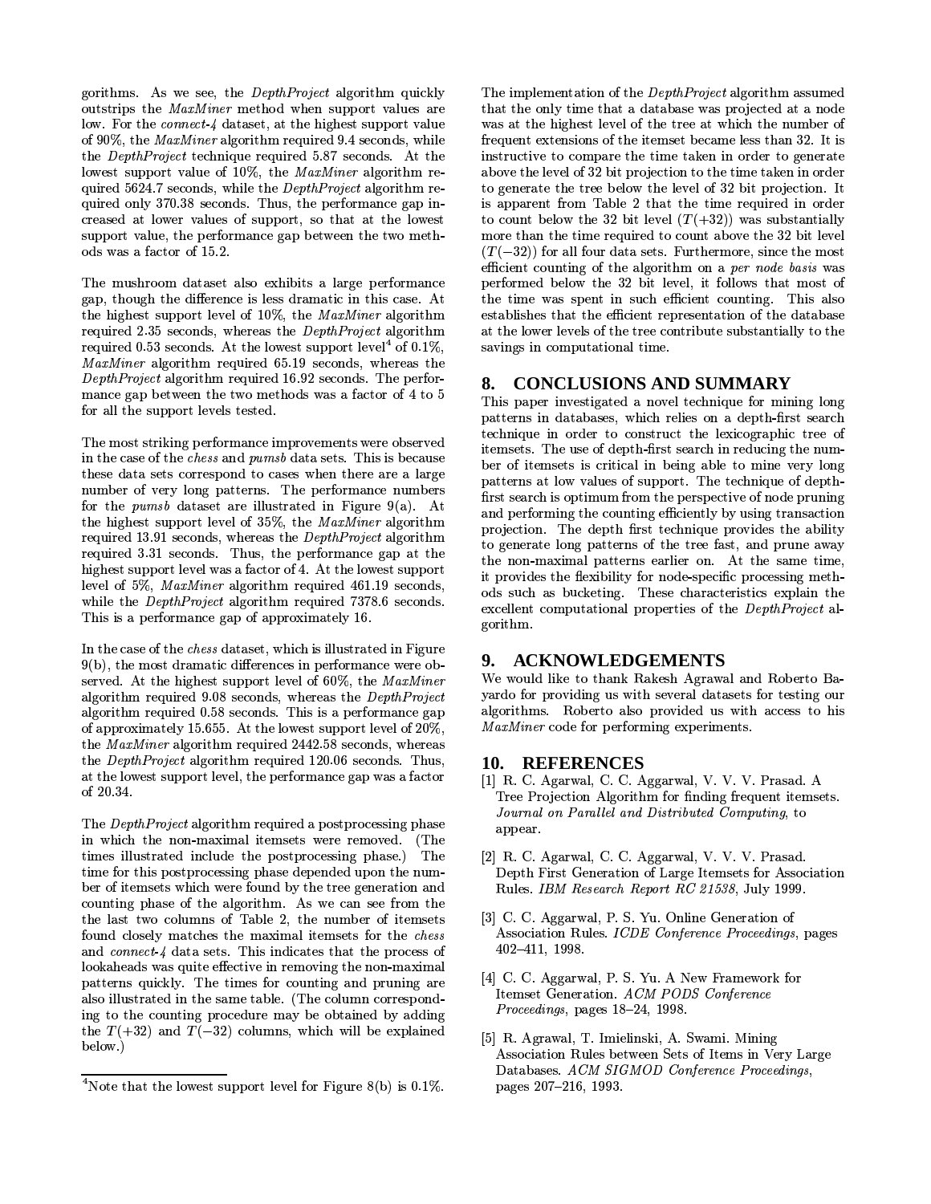gorithms. As we see, the *DepthProject* algorithm quickly outstrips the *MaxMiner* method when support values are low. For the *connect-4* dataset, at the highest support value of 90%, the *MaxMiner* algorithm required 9.4 seconds, while the *DepthProject* technique required 5.87 seconds. At the lowest support value of 10%, the *MaxMiner* algorithm required 5624.7 seconds, while the *DepthProject* algorithm required only 370.38 seconds. Thus, the performance gap increased at lower values of support, so that at the lowest support value, the performance gap between the two methods was a factor of 15.2.

The mushroom dataset also exhibits a large performance gap, though the difference is less dramatic in this case. At the highest support level of 10%, the *MaxMiner* algorithm required 2.35 seconds, whereas the *DepthProject* algorithm required 0.53 seconds. At the lowest support level[4] of 0.1%, *MaxMiner* algorithm required 65.19 seconds, whereas the *DepthProject* algorithm required 16.92 seconds. The performance gap between the two methods was a factor of 4 to 5 for all the support levels tested.

The most striking performance improvements were observed in the case of the *chess* and *pumsb* data sets. This is because these data sets correspond to cases when there are a large number of very long patterns. The performance numbers for the *pumsb* dataset are illustrated in Figure 9(a). At the highest support level of 35%, the *MaxMiner* algorithm required 13.91 seconds, whereas the *DepthProject* algorithm required 3.31 seconds. Thus, the performance gap at the highest support level was a factor of 4. At the lowest support level of 5%, *MaxMiner* algorithm required 461.19 seconds, while the *DepthProject* algorithm required 7378.6 seconds. This is a performance gap of approximately 16.

In the case of the *chess* dataset, which is illustrated in Figure 9(b), the most dramatic differences in performance were observed. At the highest support level of 60%, the *MaxMiner* algorithm required 9.08 seconds, whereas the *DepthProject* algorithm required 0.58 seconds. This is a performance gap of approximately 15.655. At the lowest support level of 20%, the *MaxMiner* algorithm required 2442.58 seconds, whereas the *DepthProject* algorithm required 120.06 seconds. Thus, at the lowest support level, the performance gap was a factor of 20.34.

The *DepthProject* algorithm required a postprocessing phase in which the non-maximal itemsets were removed. (The times illustrated include the postprocessing phase.) The time for this postprocessing phase depended upon the number of itemsets which were found by the tree generation and counting phase of the algorithm. As we can see from the the last two columns of Table 2, the number of itemsets found closely matches the maximal itemsets for the *chess* and *connect-4* data sets. This indicates that the process of lookaheads was quite effective in removing the non-maximal patterns quickly. The times for counting and pruning are also illustrated in the same table. (The column corresponding to the counting procedure may be obtained by adding the $T(+32)$ and $T(-32)$ columns, which will be explained below.)

[4]Note that the lowest support level for Figure 8(b) is 0.1%.

The implementation of the *DepthProject* algorithm assumed that the only time that a database was projected at a node was at the highest level of the tree at which the number of frequent extensions of the itemset became less than 32. It is instructive to compare the time taken in order to generate above the level of 32 bit projection to the time taken in order to generate the tree below the level of 32 bit projection. It is apparent from Table 2 that the time required in order to count below the 32 bit level ($T(+32)$) was substantially more than the time required to count above the 32 bit level ($T(-32)$) for all four data sets. Furthermore, since the most efficient counting of the algorithm on a *per node basis* was performed below the 32 bit level, it follows that most of the time was spent in such efficient counting. This also establishes that the efficient representation of the database at the lower levels of the tree contribute substantially to the savings in computational time.

## 8. CONCLUSIONS AND SUMMARY

This paper investigated a novel technique for mining long patterns in databases, which relies on a depth-first search technique in order to construct the lexicographic tree of itemsets. The use of depth-first search in reducing the number of itemsets is critical in being able to mine very long patterns at low values of support. The technique of depth-first search is optimum from the perspective of node pruning and performing the counting efficiently by using transaction projection. The depth first technique provides the ability to generate long patterns of the tree fast, and prune away the non-maximal patterns earlier on. At the same time, it provides the flexibility for node-specific processing methods such as bucketing. These characteristics explain the excellent computational properties of the *DepthProject* algorithm.

## 9. ACKNOWLEDGEMENTS

We would like to thank Rakesh Agrawal and Roberto Bayardo for providing us with several datasets for testing our algorithms. Roberto also provided us with access to his *MaxMiner* code for performing experiments.

## 10. REFERENCES

[1] R. C. Agarwal, C. C. Aggarwal, V. V. V. Prasad. A Tree Projection Algorithm for finding frequent itemsets. *Journal on Parallel and Distributed Computing*, to appear.

[2] R. C. Agarwal, C. C. Aggarwal, V. V. V. Prasad. Depth First Generation of Large Itemsets for Association Rules. *IBM Research Report RC 21538*, July 1999.

[3] C. C. Aggarwal, P. S. Yu. Online Generation of Association Rules. *ICDE Conference Proceedings*, pages 402–411, 1998.

[4] C. C. Aggarwal, P. S. Yu. A New Framework for Itemset Generation. *ACM PODS Conference Proceedings*, pages 18–24, 1998.

[5] R. Agrawal, T. Imielinski, A. Swami. Mining Association Rules between Sets of Items in Very Large Databases. *ACM SIGMOD Conference Proceedings*, pages 207–216, 1993.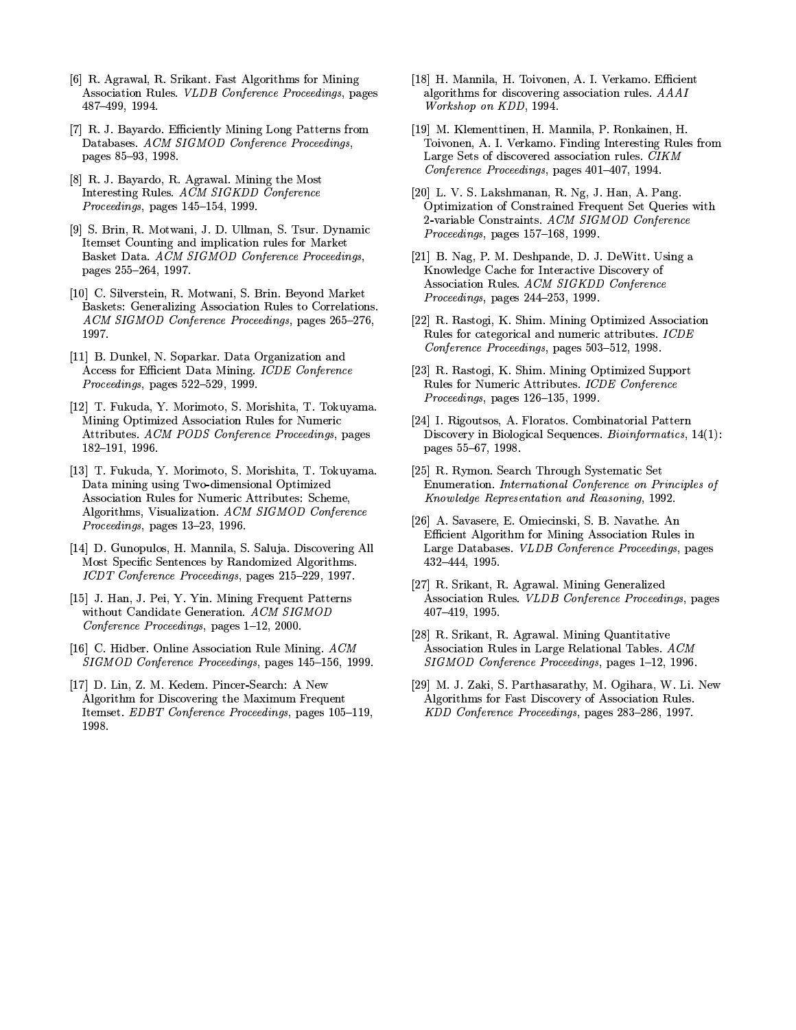[6] R. Agrawal, R. Srikant. Fast Algorithms for Mining Association Rules. *VLDB Conference Proceedings*, pages 487–499, 1994.

[7] R. J. Bayardo. Efficiently Mining Long Patterns from Databases. *ACM SIGMOD Conference Proceedings*, pages 85–93, 1998.

[8] R. J. Bayardo, R. Agrawal. Mining the Most Interesting Rules. *ACM SIGKDD Conference Proceedings*, pages 145–154, 1999.

[9] S. Brin, R. Motwani, J. D. Ullman, S. Tsur. Dynamic Itemset Counting and implication rules for Market Basket Data. *ACM SIGMOD Conference Proceedings*, pages 255–264, 1997.

[10] C. Silverstein, R. Motwani, S. Brin. Beyond Market Baskets: Generalizing Association Rules to Correlations. *ACM SIGMOD Conference Proceedings*, pages 265–276, 1997.

[11] B. Dunkel, N. Soparkar. Data Organization and Access for Efficient Data Mining. *ICDE Conference Proceedings*, pages 522–529, 1999.

[12] T. Fukuda, Y. Morimoto, S. Morishita, T. Tokuyama. Mining Optimized Association Rules for Numeric Attributes. *ACM PODS Conference Proceedings*, pages 182–191, 1996.

[13] T. Fukuda, Y. Morimoto, S. Morishita, T. Tokuyama. Data mining using Two-dimensional Optimized Association Rules for Numeric Attributes: Scheme, Algorithms, Visualization. *ACM SIGMOD Conference Proceedings*, pages 13–23, 1996.

[14] D. Gunopulos, H. Mannila, S. Saluja. Discovering All Most Specific Sentences by Randomized Algorithms. *ICDT Conference Proceedings*, pages 215–229, 1997.

[15] J. Han, J. Pei, Y. Yin. Mining Frequent Patterns without Candidate Generation. *ACM SIGMOD Conference Proceedings*, pages 1–12, 2000.

[16] C. Hidber. Online Association Rule Mining. *ACM SIGMOD Conference Proceedings*, pages 145–156, 1999.

[17] D. Lin, Z. M. Kedem. Pincer-Search: A New Algorithm for Discovering the Maximum Frequent Itemset. *EDBT Conference Proceedings*, pages 105–119, 1998.

[18] H. Mannila, H. Toivonen, A. I. Verkamo. Efficient algorithms for discovering association rules. *AAAI Workshop on KDD*, 1994.

[19] M. Klementtinen, H. Mannila, P. Ronkainen, H. Toivonen, A. I. Verkamo. Finding Interesting Rules from Large Sets of discovered association rules. *CIKM Conference Proceedings*, pages 401–407, 1994.

[20] L. V. S. Lakshmanan, R. Ng, J. Han, A. Pang. Optimization of Constrained Frequent Set Queries with 2-variable Constraints. *ACM SIGMOD Conference Proceedings*, pages 157–168, 1999.

[21] B. Nag, P. M. Deshpande, D. J. DeWitt. Using a Knowledge Cache for Interactive Discovery of Association Rules. *ACM SIGKDD Conference Proceedings*, pages 244–253, 1999.

[22] R. Rastogi, K. Shim. Mining Optimized Association Rules for categorical and numeric attributes. *ICDE Conference Proceedings*, pages 503–512, 1998.

[23] R. Rastogi, K. Shim. Mining Optimized Support Rules for Numeric Attributes. *ICDE Conference Proceedings*, pages 126–135, 1999.

[24] I. Rigoutsos, A. Floratos. Combinatorial Pattern Discovery in Biological Sequences. *Bioinformatics*, 14(1): pages 55–67, 1998.

[25] R. Rymon. Search Through Systematic Set Enumeration. *International Conference on Principles of Knowledge Representation and Reasoning*, 1992.

[26] A. Savasere, E. Omiecinski, S. B. Navathe. An Efficient Algorithm for Mining Association Rules in Large Databases. *VLDB Conference Proceedings*, pages 432–444, 1995.

[27] R. Srikant, R. Agrawal. Mining Generalized Association Rules. *VLDB Conference Proceedings*, pages 407–419, 1995.

[28] R. Srikant, R. Agrawal. Mining Quantitative Association Rules in Large Relational Tables. *ACM SIGMOD Conference Proceedings*, pages 1–12, 1996.

[29] M. J. Zaki, S. Parthasarathy, M. Ogihara, W. Li. New Algorithms for Fast Discovery of Association Rules. *KDD Conference Proceedings*, pages 283–286, 1997.